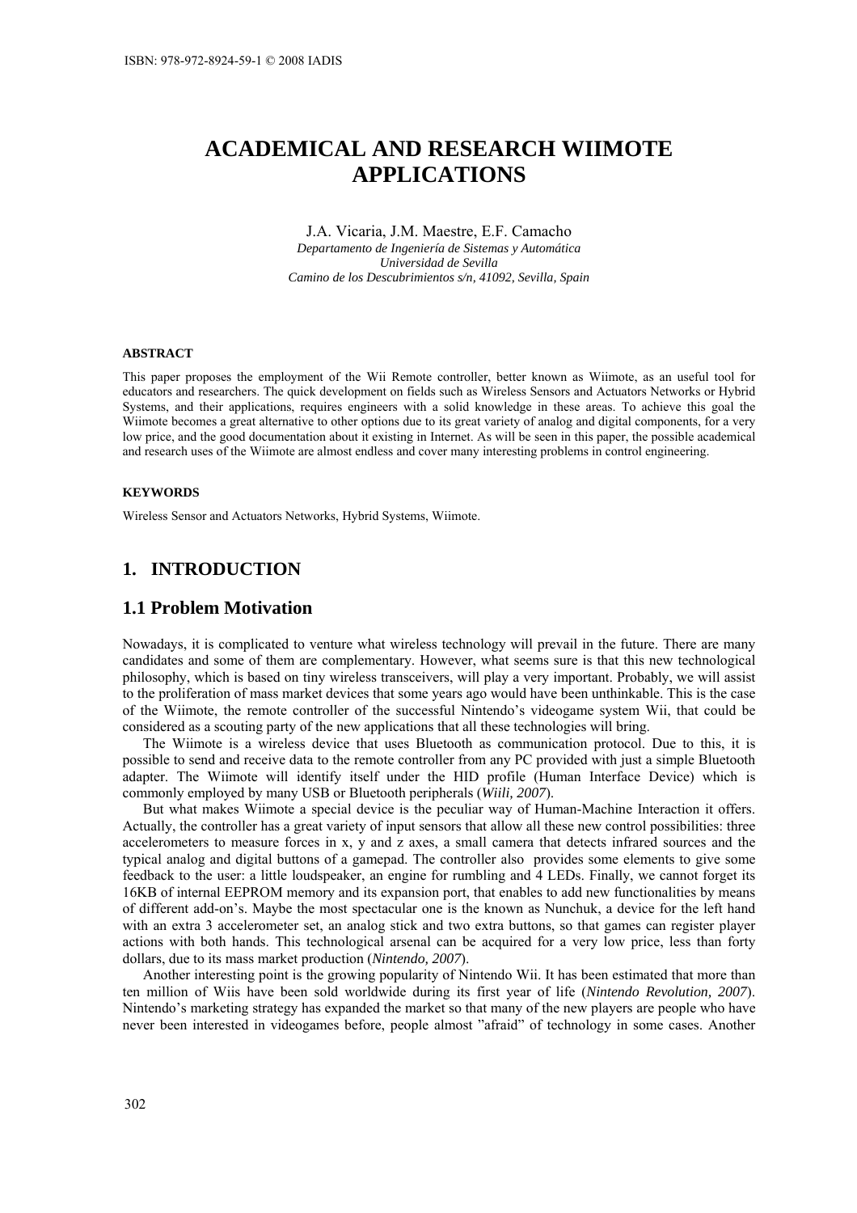# ACADEMICAL AND RESEARCH WIIMOTE APPLICATIONS

J.A. Vicaria, J.M. Maestre, E.F. Camacho
*Departamento de Ingeniería de Sistemas y Automática*
*Universidad de Sevilla*
*Camino de los Descubrimientos s/n, 41092, Sevilla, Spain*

### ABSTRACT

This paper proposes the employment of the Wii Remote controller, better known as Wiimote, as an useful tool for educators and researchers. The quick development on fields such as Wireless Sensors and Actuators Networks or Hybrid Systems, and their applications, requires engineers with a solid knowledge in these areas. To achieve this goal the Wiimote becomes a great alternative to other options due to its great variety of analog and digital components, for a very low price, and the good documentation about it existing in Internet. As will be seen in this paper, the possible academical and research uses of the Wiimote are almost endless and cover many interesting problems in control engineering.

### KEYWORDS

Wireless Sensor and Actuators Networks, Hybrid Systems, Wiimote.

## 1. INTRODUCTION

## 1.1 Problem Motivation

Nowadays, it is complicated to venture what wireless technology will prevail in the future. There are many candidates and some of them are complementary. However, what seems sure is that this new technological philosophy, which is based on tiny wireless transceivers, will play a very important. Probably, we will assist to the proliferation of mass market devices that some years ago would have been unthinkable. This is the case of the Wiimote, the remote controller of the successful Nintendo's videogame system Wii, that could be considered as a scouting party of the new applications that all these technologies will bring.

The Wiimote is a wireless device that uses Bluetooth as communication protocol. Due to this, it is possible to send and receive data to the remote controller from any PC provided with just a simple Bluetooth adapter. The Wiimote will identify itself under the HID profile (Human Interface Device) which is commonly employed by many USB or Bluetooth peripherals (*Wiili, 2007*).

But what makes Wiimote a special device is the peculiar way of Human-Machine Interaction it offers. Actually, the controller has a great variety of input sensors that allow all these new control possibilities: three accelerometers to measure forces in x, y and z axes, a small camera that detects infrared sources and the typical analog and digital buttons of a gamepad. The controller also provides some elements to give some feedback to the user: a little loudspeaker, an engine for rumbling and 4 LEDs. Finally, we cannot forget its 16KB of internal EEPROM memory and its expansion port, that enables to add new functionalities by means of different add-on's. Maybe the most spectacular one is the known as Nunchuk, a device for the left hand with an extra 3 accelerometer set, an analog stick and two extra buttons, so that games can register player actions with both hands. This technological arsenal can be acquired for a very low price, less than forty dollars, due to its mass market production (*Nintendo, 2007*).

Another interesting point is the growing popularity of Nintendo Wii. It has been estimated that more than ten million of Wiis have been sold worldwide during its first year of life (*Nintendo Revolution, 2007*). Nintendo's marketing strategy has expanded the market so that many of the new players are people who have never been interested in videogames before, people almost "afraid" of technology in some cases. Another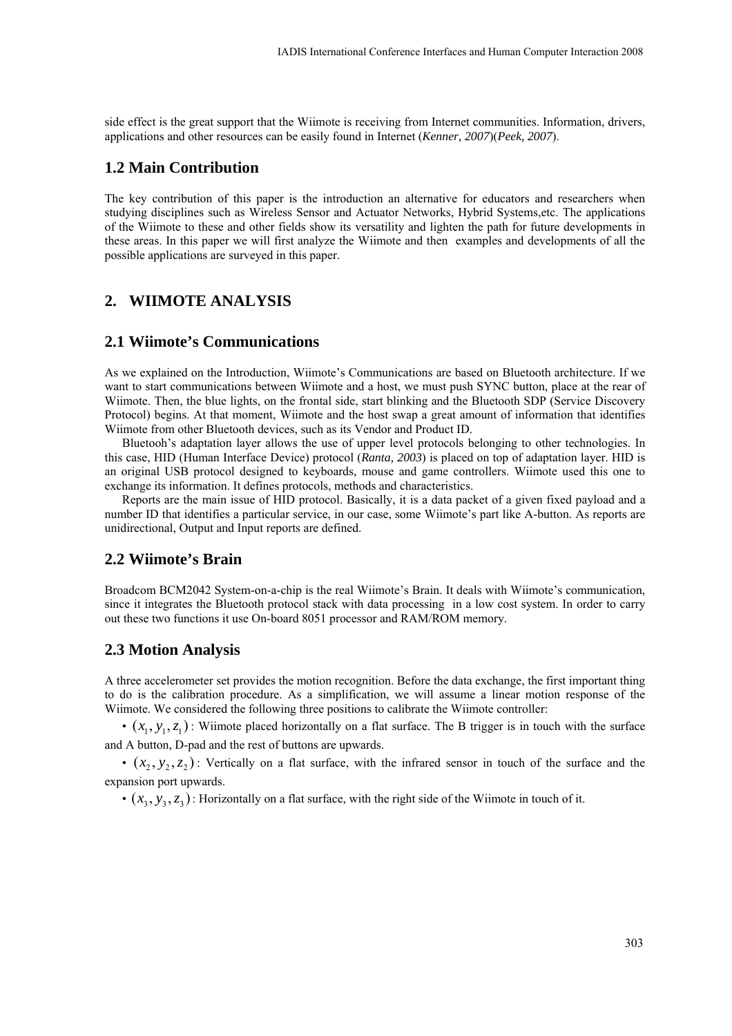side effect is the great support that the Wiimote is receiving from Internet communities. Information, drivers, applications and other resources can be easily found in Internet (*Kenner, 2007*)(*Peek, 2007*).

## 1.2 Main Contribution

The key contribution of this paper is the introduction an alternative for educators and researchers when studying disciplines such as Wireless Sensor and Actuator Networks, Hybrid Systems,etc. The applications of the Wiimote to these and other fields show its versatility and lighten the path for future developments in these areas. In this paper we will first analyze the Wiimote and then examples and developments of all the possible applications are surveyed in this paper.

# 2. WIIMOTE ANALYSIS

## 2.1 Wiimote's Communications

As we explained on the Introduction, Wiimote's Communications are based on Bluetooth architecture. If we want to start communications between Wiimote and a host, we must push SYNC button, place at the rear of Wiimote. Then, the blue lights, on the frontal side, start blinking and the Bluetooth SDP (Service Discovery Protocol) begins. At that moment, Wiimote and the host swap a great amount of information that identifies Wiimote from other Bluetooth devices, such as its Vendor and Product ID.

Bluetooh's adaptation layer allows the use of upper level protocols belonging to other technologies. In this case, HID (Human Interface Device) protocol (*Ranta, 2003*) is placed on top of adaptation layer. HID is an original USB protocol designed to keyboards, mouse and game controllers. Wiimote used this one to exchange its information. It defines protocols, methods and characteristics.

Reports are the main issue of HID protocol. Basically, it is a data packet of a given fixed payload and a number ID that identifies a particular service, in our case, some Wiimote's part like A-button. As reports are unidirectional, Output and Input reports are defined.

## 2.2 Wiimote's Brain

Broadcom BCM2042 System-on-a-chip is the real Wiimote's Brain. It deals with Wiimote's communication, since it integrates the Bluetooth protocol stack with data processing in a low cost system. In order to carry out these two functions it use On-board 8051 processor and RAM/ROM memory.

## 2.3 Motion Analysis

A three accelerometer set provides the motion recognition. Before the data exchange, the first important thing to do is the calibration procedure. As a simplification, we will assume a linear motion response of the Wiimote. We considered the following three positions to calibrate the Wiimote controller:

- $(x_1, y_1, z_1)$: Wiimote placed horizontally on a flat surface. The B trigger is in touch with the surface and A button, D-pad and the rest of buttons are upwards.
- $(x_2, y_2, z_2)$: Vertically on a flat surface, with the infrared sensor in touch of the surface and the expansion port upwards.
- $(x_3, y_3, z_3)$: Horizontally on a flat surface, with the right side of the Wiimote in touch of it.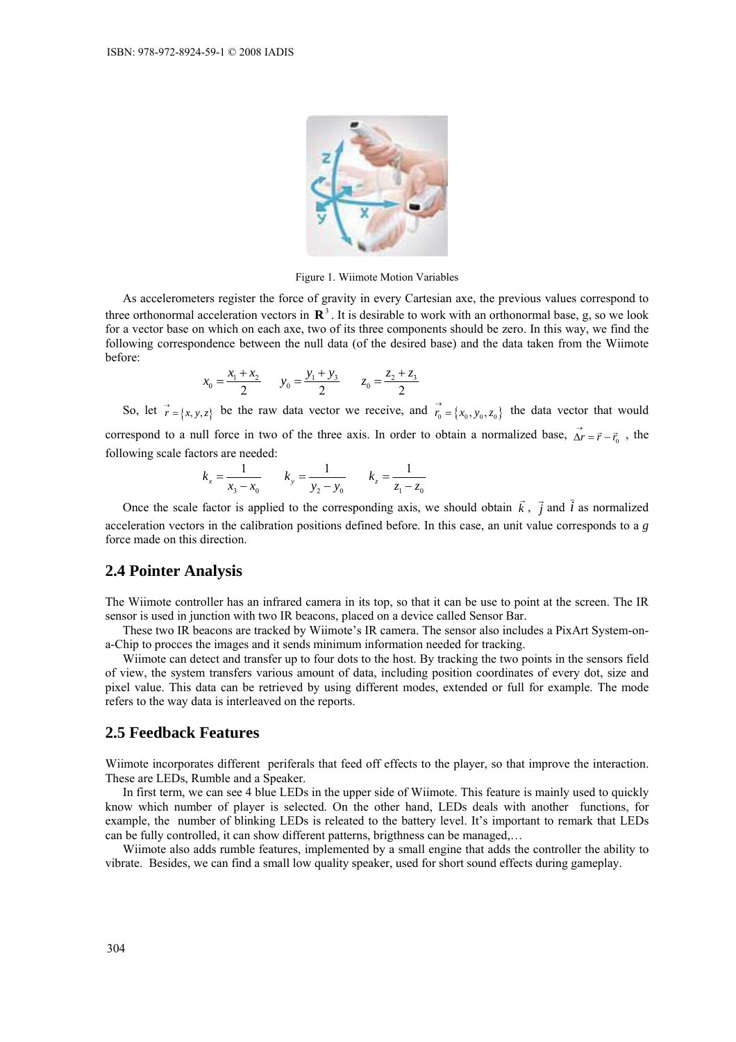Figure 1. Wiimote Motion Variables

As accelerometers register the force of gravity in every Cartesian axe, the previous values correspond to three orthonormal acceleration vectors in $\mathbf{R}^3$. It is desirable to work with an orthonormal base, g, so we look for a vector base on which on each axe, two of its three components should be zero. In this way, we find the following correspondence between the null data (of the desired base) and the data taken from the Wiimote before:

$$x_0 = \frac{x_1 + x_2}{2} \qquad y_0 = \frac{y_1 + y_3}{2} \qquad z_0 = \frac{z_2 + z_3}{2}$$

So, let $\vec{r} = \{x, y, z\}$ be the raw data vector we receive, and $\vec{r_0} = \{x_0, y_0, z_0\}$ the data vector that would correspond to a null force in two of the three axis. In order to obtain a normalized base, $\vec{\Delta r} = \vec{r} - \vec{r_0}$, the following scale factors are needed:

$$k_x = \frac{1}{x_3 - x_0} \qquad k_y = \frac{1}{y_2 - y_0} \qquad k_z = \frac{1}{z_1 - z_0}$$

Once the scale factor is applied to the corresponding axis, we should obtain $\vec{k}$, $\vec{j}$ and $\vec{i}$ as normalized acceleration vectors in the calibration positions defined before. In this case, an unit value corresponds to a *g* force made on this direction.

## 2.4 Pointer Analysis

The Wiimote controller has an infrared camera in its top, so that it can be use to point at the screen. The IR sensor is used in junction with two IR beacons, placed on a device called Sensor Bar.

These two IR beacons are tracked by Wiimote's IR camera. The sensor also includes a PixArt System-on-a-Chip to procces the images and it sends minimum information needed for tracking.

Wiimote can detect and transfer up to four dots to the host. By tracking the two points in the sensors field of view, the system transfers various amount of data, including position coordinates of every dot, size and pixel value. This data can be retrieved by using different modes, extended or full for example. The mode refers to the way data is interleaved on the reports.

## 2.5 Feedback Features

Wiimote incorporates different periferals that feed off effects to the player, so that improve the interaction. These are LEDs, Rumble and a Speaker.

In first term, we can see 4 blue LEDs in the upper side of Wiimote. This feature is mainly used to quickly know which number of player is selected. On the other hand, LEDs deals with another functions, for example, the number of blinking LEDs is releated to the battery level. It's important to remark that LEDs can be fully controlled, it can show different patterns, brigthness can be managed,…

Wiimote also adds rumble features, implemented by a small engine that adds the controller the ability to vibrate. Besides, we can find a small low quality speaker, used for short sound effects during gameplay.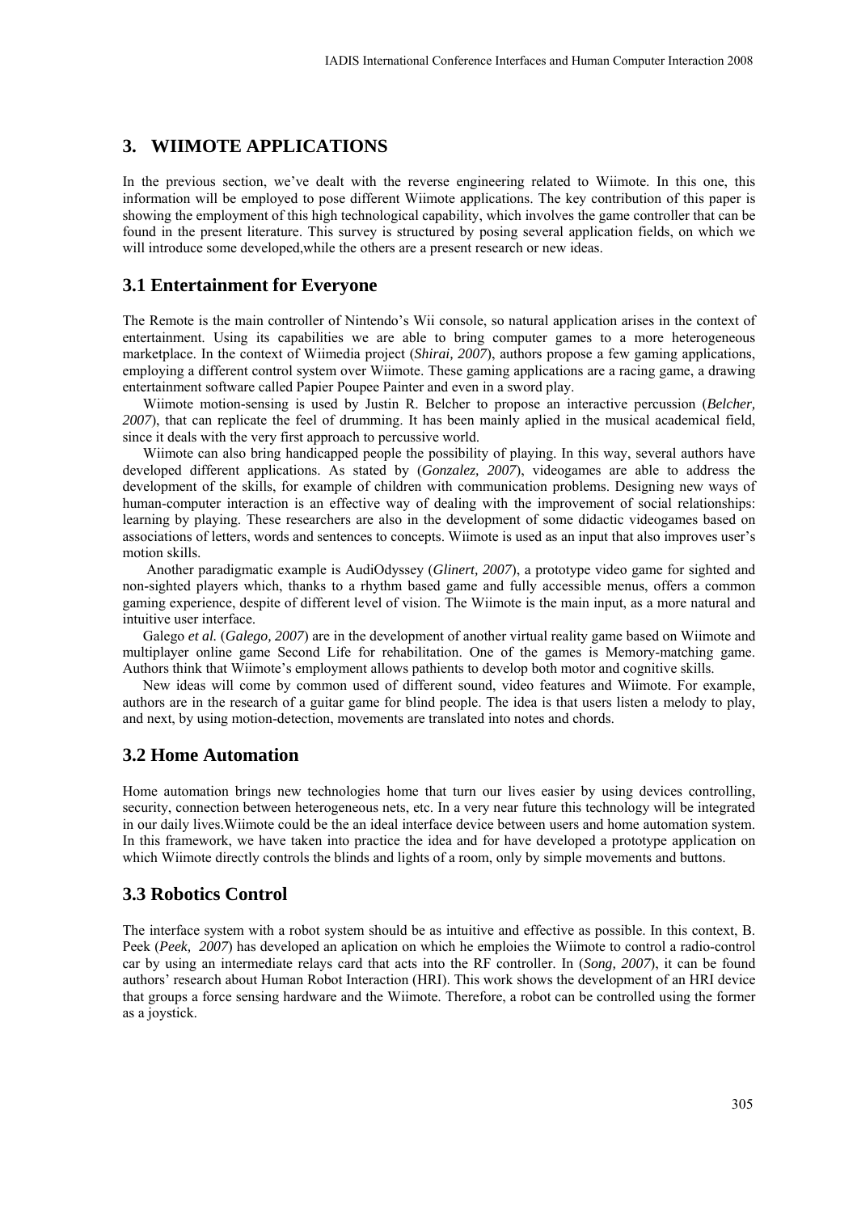## 3. WIIMOTE APPLICATIONS

In the previous section, we've dealt with the reverse engineering related to Wiimote. In this one, this information will be employed to pose different Wiimote applications. The key contribution of this paper is showing the employment of this high technological capability, which involves the game controller that can be found in the present literature. This survey is structured by posing several application fields, on which we will introduce some developed,while the others are a present research or new ideas.

### 3.1 Entertainment for Everyone

The Remote is the main controller of Nintendo's Wii console, so natural application arises in the context of entertainment. Using its capabilities we are able to bring computer games to a more heterogeneous marketplace. In the context of Wiimedia project (*Shirai, 2007*), authors propose a few gaming applications, employing a different control system over Wiimote. These gaming applications are a racing game, a drawing entertainment software called Papier Poupee Painter and even in a sword play.

Wiimote motion-sensing is used by Justin R. Belcher to propose an interactive percussion (*Belcher, 2007*), that can replicate the feel of drumming. It has been mainly aplied in the musical academical field, since it deals with the very first approach to percussive world.

Wiimote can also bring handicapped people the possibility of playing. In this way, several authors have developed different applications. As stated by (*Gonzalez, 2007*), videogames are able to address the development of the skills, for example of children with communication problems. Designing new ways of human-computer interaction is an effective way of dealing with the improvement of social relationships: learning by playing. These researchers are also in the development of some didactic videogames based on associations of letters, words and sentences to concepts. Wiimote is used as an input that also improves user's motion skills.

Another paradigmatic example is AudiOdyssey (*Glinert, 2007*), a prototype video game for sighted and non-sighted players which, thanks to a rhythm based game and fully accessible menus, offers a common gaming experience, despite of different level of vision. The Wiimote is the main input, as a more natural and intuitive user interface.

Galego *et al.* (*Galego, 2007*) are in the development of another virtual reality game based on Wiimote and multiplayer online game Second Life for rehabilitation. One of the games is Memory-matching game. Authors think that Wiimote's employment allows pathients to develop both motor and cognitive skills.

New ideas will come by common used of different sound, video features and Wiimote. For example, authors are in the research of a guitar game for blind people. The idea is that users listen a melody to play, and next, by using motion-detection, movements are translated into notes and chords.

### 3.2 Home Automation

Home automation brings new technologies home that turn our lives easier by using devices controlling, security, connection between heterogeneous nets, etc. In a very near future this technology will be integrated in our daily lives.Wiimote could be the an ideal interface device between users and home automation system. In this framework, we have taken into practice the idea and for have developed a prototype application on which Wiimote directly controls the blinds and lights of a room, only by simple movements and buttons.

### 3.3 Robotics Control

The interface system with a robot system should be as intuitive and effective as possible. In this context, B. Peek (*Peek, 2007*) has developed an aplication on which he emploies the Wiimote to control a radio-control car by using an intermediate relays card that acts into the RF controller. In (*Song, 2007*), it can be found authors' research about Human Robot Interaction (HRI). This work shows the development of an HRI device that groups a force sensing hardware and the Wiimote. Therefore, a robot can be controlled using the former as a joystick.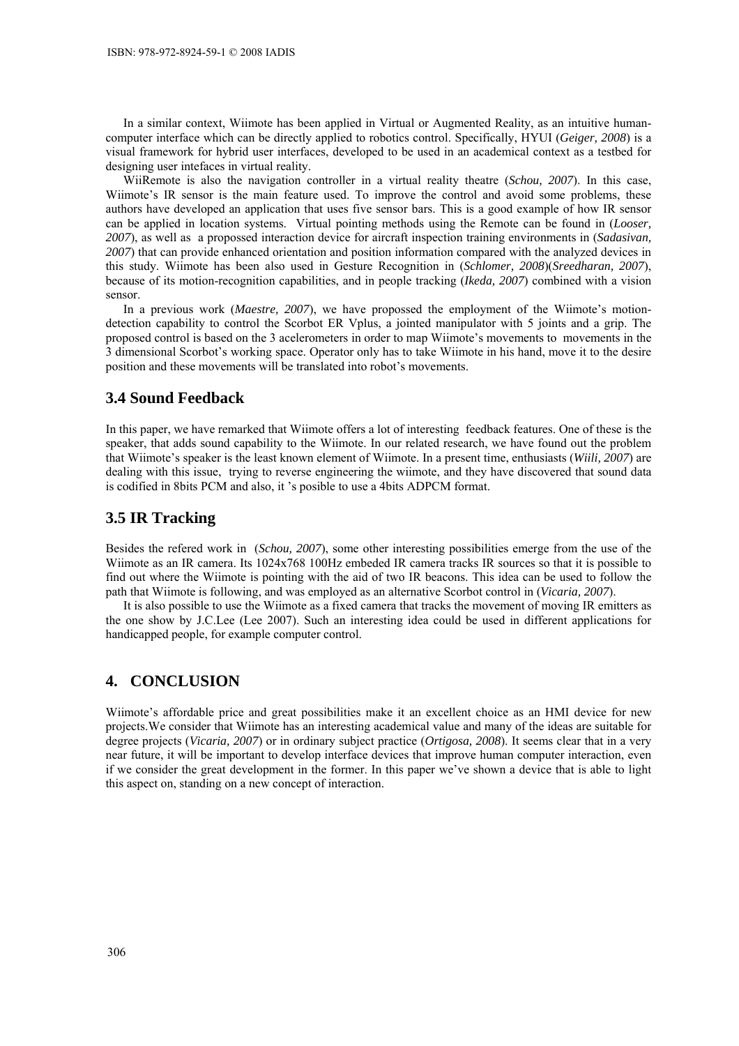In a similar context, Wiimote has been applied in Virtual or Augmented Reality, as an intuitive human-computer interface which can be directly applied to robotics control. Specifically, HYUI (*Geiger, 2008*) is a visual framework for hybrid user interfaces, developed to be used in an academical context as a testbed for designing user intefaces in virtual reality.

WiiRemote is also the navigation controller in a virtual reality theatre (*Schou, 2007*). In this case, Wiimote's IR sensor is the main feature used. To improve the control and avoid some problems, these authors have developed an application that uses five sensor bars. This is a good example of how IR sensor can be applied in location systems. Virtual pointing methods using the Remote can be found in (*Looser, 2007*), as well as a propossed interaction device for aircraft inspection training environments in (*Sadasivan, 2007*) that can provide enhanced orientation and position information compared with the analyzed devices in this study. Wiimote has been also used in Gesture Recognition in (*Schlomer, 2008*)(*Sreedharan, 2007*), because of its motion-recognition capabilities, and in people tracking (*Ikeda, 2007*) combined with a vision sensor.

In a previous work (*Maestre, 2007*), we have propossed the employment of the Wiimote's motion-detection capability to control the Scorbot ER Vplus, a jointed manipulator with 5 joints and a grip. The proposed control is based on the 3 acelerometers in order to map Wiimote's movements to movements in the 3 dimensional Scorbot's working space. Operator only has to take Wiimote in his hand, move it to the desire position and these movements will be translated into robot's movements.

## 3.4 Sound Feedback

In this paper, we have remarked that Wiimote offers a lot of interesting feedback features. One of these is the speaker, that adds sound capability to the Wiimote. In our related research, we have found out the problem that Wiimote's speaker is the least known element of Wiimote. In a present time, enthusiasts (*Wiili, 2007*) are dealing with this issue, trying to reverse engineering the wiimote, and they have discovered that sound data is codified in 8bits PCM and also, it 's posible to use a 4bits ADPCM format.

## 3.5 IR Tracking

Besides the refered work in (*Schou, 2007*), some other interesting possibilities emerge from the use of the Wiimote as an IR camera. Its 1024x768 100Hz embeded IR camera tracks IR sources so that it is possible to find out where the Wiimote is pointing with the aid of two IR beacons. This idea can be used to follow the path that Wiimote is following, and was employed as an alternative Scorbot control in (*Vicaria, 2007*).

It is also possible to use the Wiimote as a fixed camera that tracks the movement of moving IR emitters as the one show by J.C.Lee (Lee 2007). Such an interesting idea could be used in different applications for handicapped people, for example computer control.

# 4. CONCLUSION

Wiimote's affordable price and great possibilities make it an excellent choice as an HMI device for new projects.We consider that Wiimote has an interesting academical value and many of the ideas are suitable for degree projects (*Vicaria, 2007*) or in ordinary subject practice (*Ortigosa, 2008*). It seems clear that in a very near future, it will be important to develop interface devices that improve human computer interaction, even if we consider the great development in the former. In this paper we've shown a device that is able to light this aspect on, standing on a new concept of interaction.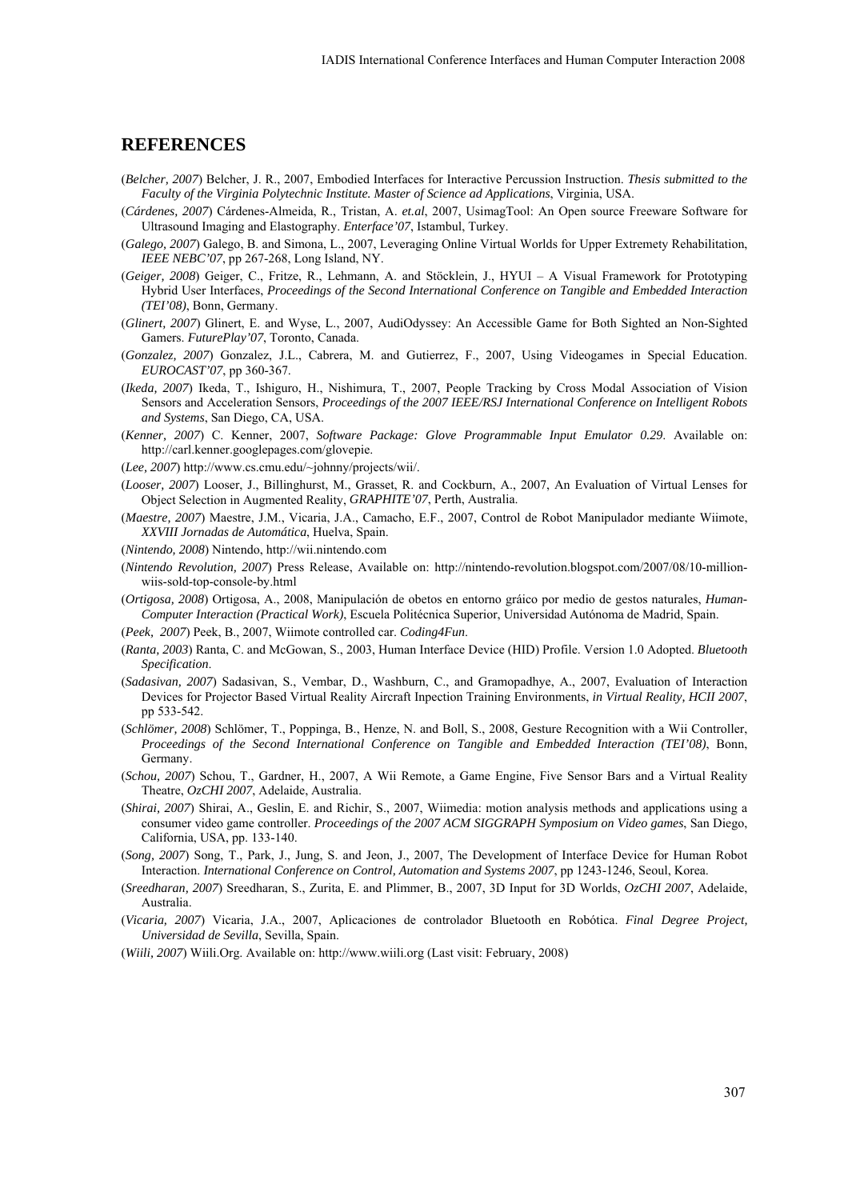## REFERENCES

(*Belcher, 2007*) Belcher, J. R., 2007, Embodied Interfaces for Interactive Percussion Instruction. *Thesis submitted to the Faculty of the Virginia Polytechnic Institute. Master of Science ad Applications*, Virginia, USA.

(*Cárdenes, 2007*) Cárdenes-Almeida, R., Tristan, A. *et.al*, 2007, UsimagTool: An Open source Freeware Software for Ultrasound Imaging and Elastography. *Enterface'07*, Istambul, Turkey.

(*Galego, 2007*) Galego, B. and Simona, L., 2007, Leveraging Online Virtual Worlds for Upper Extremety Rehabilitation, *IEEE NEBC'07*, pp 267-268, Long Island, NY.

(*Geiger, 2008*) Geiger, C., Fritze, R., Lehmann, A. and Stöcklein, J., HYUI – A Visual Framework for Prototyping Hybrid User Interfaces, *Proceedings of the Second International Conference on Tangible and Embedded Interaction (TEI'08)*, Bonn, Germany.

(*Glinert, 2007*) Glinert, E. and Wyse, L., 2007, AudiOdyssey: An Accessible Game for Both Sighted an Non-Sighted Gamers. *FuturePlay'07*, Toronto, Canada.

(*Gonzalez, 2007*) Gonzalez, J.L., Cabrera, M. and Gutierrez, F., 2007, Using Videogames in Special Education. *EUROCAST'07*, pp 360-367.

(*Ikeda, 2007*) Ikeda, T., Ishiguro, H., Nishimura, T., 2007, People Tracking by Cross Modal Association of Vision Sensors and Acceleration Sensors, *Proceedings of the 2007 IEEE/RSJ International Conference on Intelligent Robots and Systems*, San Diego, CA, USA.

(*Kenner, 2007*) C. Kenner, 2007, *Software Package: Glove Programmable Input Emulator 0.29*. Available on: http://carl.kenner.googlepages.com/glovepie.

(*Lee, 2007*) http://www.cs.cmu.edu/~johnny/projects/wii/.

(*Looser, 2007*) Looser, J., Billinghurst, M., Grasset, R. and Cockburn, A., 2007, An Evaluation of Virtual Lenses for Object Selection in Augmented Reality, *GRAPHITE'07*, Perth, Australia.

(*Maestre, 2007*) Maestre, J.M., Vicaria, J.A., Camacho, E.F., 2007, Control de Robot Manipulador mediante Wiimote, *XXVIII Jornadas de Automática*, Huelva, Spain.

(*Nintendo, 2008*) Nintendo, http://wii.nintendo.com

(*Nintendo Revolution, 2007*) Press Release, Available on: http://nintendo-revolution.blogspot.com/2007/08/10-million-wiis-sold-top-console-by.html

(*Ortigosa, 2008*) Ortigosa, A., 2008, Manipulación de obetos en entorno gráico por medio de gestos naturales, *Human-Computer Interaction (Practical Work)*, Escuela Politécnica Superior, Universidad Autónoma de Madrid, Spain.

(*Peek, 2007*) Peek, B., 2007, Wiimote controlled car. *Coding4Fun*.

(*Ranta, 2003*) Ranta, C. and McGowan, S., 2003, Human Interface Device (HID) Profile. Version 1.0 Adopted. *Bluetooth Specification*.

(*Sadasivan, 2007*) Sadasivan, S., Vembar, D., Washburn, C., and Gramopadhye, A., 2007, Evaluation of Interaction Devices for Projector Based Virtual Reality Aircraft Inpection Training Environments, *in Virtual Reality, HCII 2007*, pp 533-542.

(*Schlömer, 2008*) Schlömer, T., Poppinga, B., Henze, N. and Boll, S., 2008, Gesture Recognition with a Wii Controller, *Proceedings of the Second International Conference on Tangible and Embedded Interaction (TEI'08)*, Bonn, Germany.

(*Schou, 2007*) Schou, T., Gardner, H., 2007, A Wii Remote, a Game Engine, Five Sensor Bars and a Virtual Reality Theatre, *OzCHI 2007*, Adelaide, Australia.

(*Shirai, 2007*) Shirai, A., Geslin, E. and Richir, S., 2007, Wiimedia: motion analysis methods and applications using a consumer video game controller. *Proceedings of the 2007 ACM SIGGRAPH Symposium on Video games*, San Diego, California, USA, pp. 133-140.

(*Song, 2007*) Song, T., Park, J., Jung, S. and Jeon, J., 2007, The Development of Interface Device for Human Robot Interaction. *International Conference on Control, Automation and Systems 2007*, pp 1243-1246, Seoul, Korea.

(*Sreedharan, 2007*) Sreedharan, S., Zurita, E. and Plimmer, B., 2007, 3D Input for 3D Worlds, *OzCHI 2007*, Adelaide, Australia.

(*Vicaria, 2007*) Vicaria, J.A., 2007, Aplicaciones de controlador Bluetooth en Robótica. *Final Degree Project, Universidad de Sevilla*, Sevilla, Spain.

(*Wiili, 2007*) Wiili.Org. Available on: http://www.wiili.org (Last visit: February, 2008)